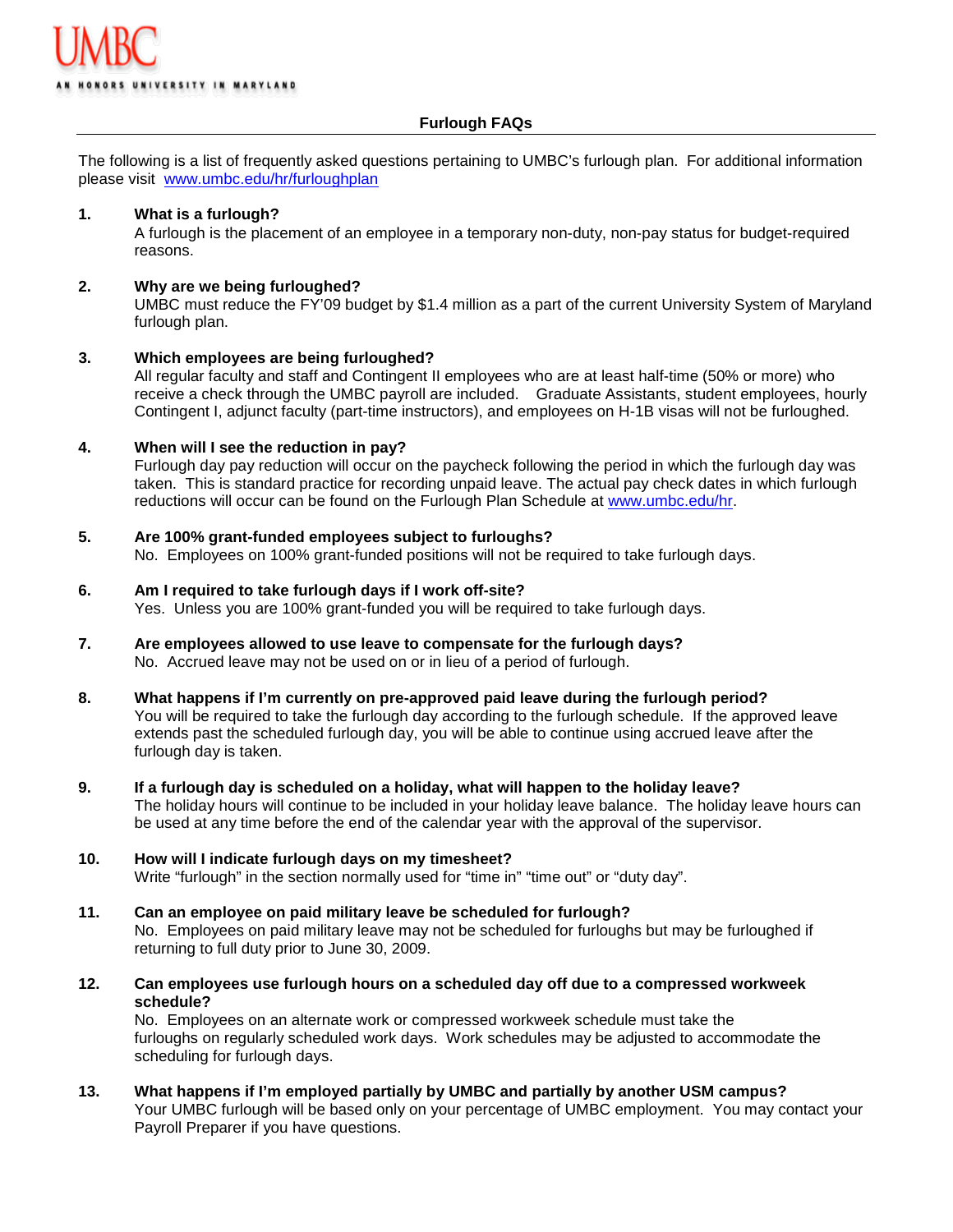UMBC

AN HONORS UNIVERSITY IN MARYLAND

# Furlough FAQs

The following is a list of frequently asked questions pertaining to UMBC's furlough plan. For additional information please visit [www.umbc.edu/hr/furloughplan](www.umbc.edu/hr/furloughplan)

1. **What is a furlough?**
   A furlough is the placement of an employee in a temporary non-duty, non-pay status for budget-required reasons.

2. **Why are we being furloughed?**
   UMBC must reduce the FY'09 budget by $1.4 million as a part of the current University System of Maryland furlough plan.

3. **Which employees are being furloughed?**
   All regular faculty and staff and Contingent II employees who are at least half-time (50% or more) who receive a check through the UMBC payroll are included. Graduate Assistants, student employees, hourly Contingent I, adjunct faculty (part-time instructors), and employees on H-1B visas will not be furloughed.

4. **When will I see the reduction in pay?**
   Furlough day pay reduction will occur on the paycheck following the period in which the furlough day was taken. This is standard practice for recording unpaid leave. The actual pay check dates in which furlough reductions will occur can be found on the Furlough Plan Schedule at [www.umbc.edu/hr](www.umbc.edu/hr).

5. **Are 100% grant-funded employees subject to furloughs?**
   No. Employees on 100% grant-funded positions will not be required to take furlough days.

6. **Am I required to take furlough days if I work off-site?**
   Yes. Unless you are 100% grant-funded you will be required to take furlough days.

7. **Are employees allowed to use leave to compensate for the furlough days?**
   No. Accrued leave may not be used on or in lieu of a period of furlough.

8. **What happens if I'm currently on pre-approved paid leave during the furlough period?**
   You will be required to take the furlough day according to the furlough schedule. If the approved leave extends past the scheduled furlough day, you will be able to continue using accrued leave after the furlough day is taken.

9. **If a furlough day is scheduled on a holiday, what will happen to the holiday leave?**
   The holiday hours will continue to be included in your holiday leave balance. The holiday leave hours can be used at any time before the end of the calendar year with the approval of the supervisor.

10. **How will I indicate furlough days on my timesheet?**
    Write "furlough" in the section normally used for "time in" "time out" or "duty day".

11. **Can an employee on paid military leave be scheduled for furlough?**
    No. Employees on paid military leave may not be scheduled for furloughs but may be furloughed if returning to full duty prior to June 30, 2009.

12. **Can employees use furlough hours on a scheduled day off due to a compressed workweek schedule?**
    No. Employees on an alternate work or compressed workweek schedule must take the furloughs on regularly scheduled work days. Work schedules may be adjusted to accommodate the scheduling for furlough days.

13. **What happens if I'm employed partially by UMBC and partially by another USM campus?**
    Your UMBC furlough will be based only on your percentage of UMBC employment. You may contact your Payroll Preparer if you have questions.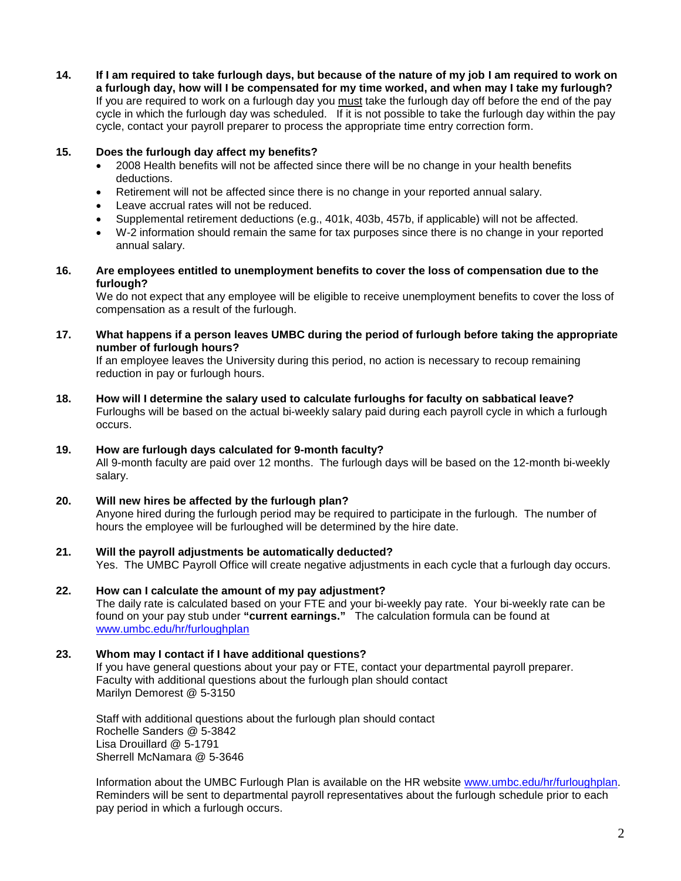**14. If I am required to take furlough days, but because of the nature of my job I am required to work on a furlough day, how will I be compensated for my time worked, and when may I take my furlough?**

If you are required to work on a furlough day you must take the furlough day off before the end of the pay cycle in which the furlough day was scheduled. If it is not possible to take the furlough day within the pay cycle, contact your payroll preparer to process the appropriate time entry correction form.

**15. Does the furlough day affect my benefits?**

- 2008 Health benefits will not be affected since there will be no change in your health benefits deductions.
- Retirement will not be affected since there is no change in your reported annual salary.
- Leave accrual rates will not be reduced.
- Supplemental retirement deductions (e.g., 401k, 403b, 457b, if applicable) will not be affected.
- W-2 information should remain the same for tax purposes since there is no change in your reported annual salary.

**16. Are employees entitled to unemployment benefits to cover the loss of compensation due to the furlough?**

We do not expect that any employee will be eligible to receive unemployment benefits to cover the loss of compensation as a result of the furlough.

**17. What happens if a person leaves UMBC during the period of furlough before taking the appropriate number of furlough hours?**

If an employee leaves the University during this period, no action is necessary to recoup remaining reduction in pay or furlough hours.

**18. How will I determine the salary used to calculate furloughs for faculty on sabbatical leave?**

Furloughs will be based on the actual bi-weekly salary paid during each payroll cycle in which a furlough occurs.

**19. How are furlough days calculated for 9-month faculty?**

All 9-month faculty are paid over 12 months. The furlough days will be based on the 12-month bi-weekly salary.

**20. Will new hires be affected by the furlough plan?**

Anyone hired during the furlough period may be required to participate in the furlough. The number of hours the employee will be furloughed will be determined by the hire date.

**21. Will the payroll adjustments be automatically deducted?**

Yes. The UMBC Payroll Office will create negative adjustments in each cycle that a furlough day occurs.

**22. How can I calculate the amount of my pay adjustment?**

The daily rate is calculated based on your FTE and your bi-weekly pay rate. Your bi-weekly rate can be found on your pay stub under **"current earnings."** The calculation formula can be found at www.umbc.edu/hr/furloughplan

**23. Whom may I contact if I have additional questions?**

If you have general questions about your pay or FTE, contact your departmental payroll preparer.
Faculty with additional questions about the furlough plan should contact
Marilyn Demorest @ 5-3150

Staff with additional questions about the furlough plan should contact
Rochelle Sanders @ 5-3842
Lisa Drouillard @ 5-1791
Sherrell McNamara @ 5-3646

Information about the UMBC Furlough Plan is available on the HR website www.umbc.edu/hr/furloughplan. Reminders will be sent to departmental payroll representatives about the furlough schedule prior to each pay period in which a furlough occurs.